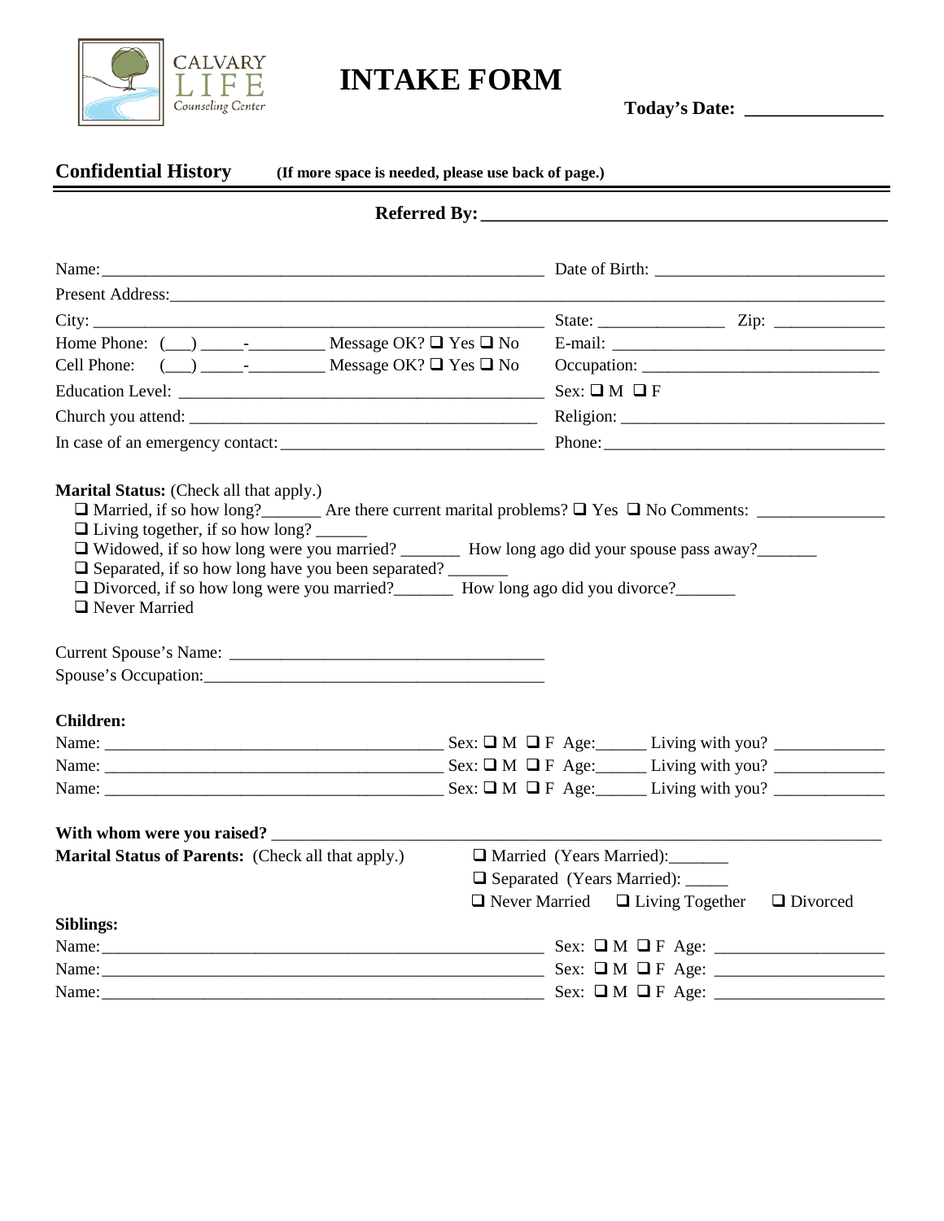CALVARY LIFE Counseling Center

# INTAKE FORM

**Today's Date: _______________**

## Confidential History

**(If more space is needed, please use back of page.)**

**Referred By: _______________________________________________**

Name: _______________________________________________ Date of Birth: ___________________________

Present Address: ___________________________________________________________________________

City: _______________________________________________ State: ______________ Zip: _____________

Home Phone: (___) _____-_________ Message OK? ❑ Yes ❑ No E-mail: _______________________________

Cell Phone: (___) _____-_________ Message OK? ❑ Yes ❑ No Occupation: ___________________________

Education Level: _______________________________________ Sex: ❑ M ❑ F

Church you attend: _____________________________________ Religion: ______________________________

In case of an emergency contact: _____________________________ Phone: _________________________________

**Marital Status:** (Check all that apply.)

- ❑ Married, if so how long?_______ Are there current marital problems? ❑ Yes ❑ No Comments: _______________
- ❑ Living together, if so how long? ______
- ❑ Widowed, if so how long were you married? _______ How long ago did your spouse pass away?_______
- ❑ Separated, if so how long have you been separated? _______
- ❑ Divorced, if so how long were you married?_______ How long ago did you divorce?_______
- ❑ Never Married

Current Spouse's Name: ______________________________________

Spouse's Occupation: ________________________________________

**Children:**

Name: _________________________________________ Sex: ❑ M ❑ F Age:______ Living with you? _____________

Name: _________________________________________ Sex: ❑ M ❑ F Age:______ Living with you? _____________

Name: _________________________________________ Sex: ❑ M ❑ F Age:______ Living with you? _____________

**With whom were you raised?** ___________________________________________________________________________

**Marital Status of Parents:** (Check all that apply.)

- ❑ Married (Years Married):_______
- ❑ Separated (Years Married): _____
- ❑ Never Married ❑ Living Together ❑ Divorced

**Siblings:**

Name: _____________________________________________________ Sex: ❑ M ❑ F Age: ____________________

Name: _____________________________________________________ Sex: ❑ M ❑ F Age: ____________________

Name: _____________________________________________________ Sex: ❑ M ❑ F Age: ____________________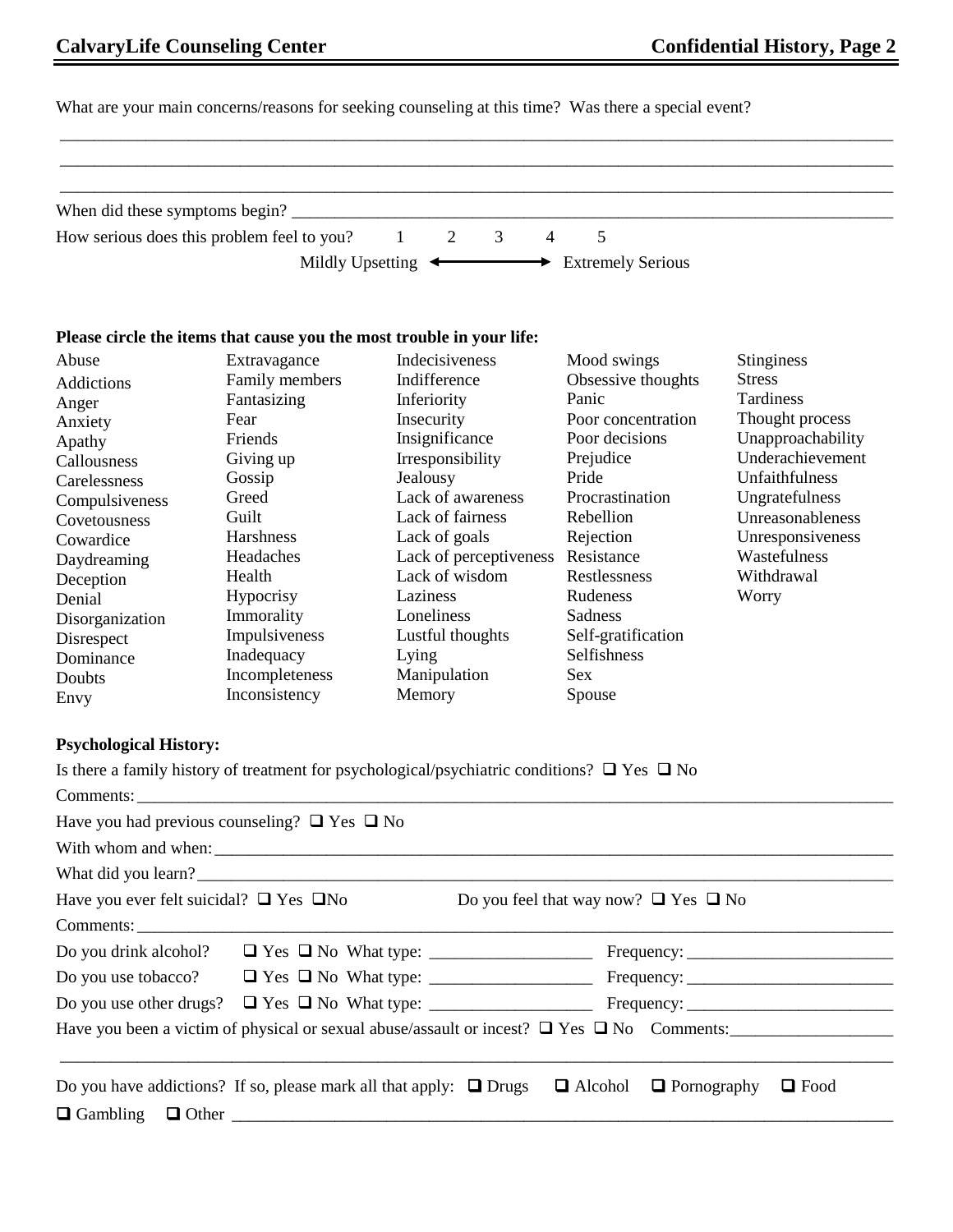What are your main concerns/reasons for seeking counseling at this time? Was there a special event?

_______________________________________________________________________________

_______________________________________________________________________________

_______________________________________________________________________________

When did these symptoms begin? _______________________________________________

How serious does this problem feel to you? 1 2 3 4 5

Mildly Upsetting ←——→ Extremely Serious

**Please circle the items that cause you the most trouble in your life:**

| | | | | |
|---|---|---|---|---|
| Abuse | Extravagance | Indecisiveness | Mood swings | Stinginess |
| Addictions | Family members | Indifference | Obsessive thoughts | Stress |
| Anger | Fantasizing | Inferiority | Panic | Tardiness |
| Anxiety | Fear | Insecurity | Poor concentration | Thought process |
| Apathy | Friends | Insignificance | Poor decisions | Unapproachability |
| Callousness | Giving up | Irresponsibility | Prejudice | Underachievement |
| Carelessness | Gossip | Jealousy | Pride | Unfaithfulness |
| Compulsiveness | Greed | Lack of awareness | Procrastination | Ungratefulness |
| Covetousness | Guilt | Lack of fairness | Rebellion | Unreasonableness |
| Cowardice | Harshness | Lack of goals | Rejection | Unresponsiveness |
| Daydreaming | Headaches | Lack of perceptiveness | Resistance | Wastefulness |
| Deception | Health | Lack of wisdom | Restlessness | Withdrawal |
| Denial | Hypocrisy | Laziness | Rudeness | Worry |
| Disorganization | Immorality | Loneliness | Sadness | |
| Disrespect | Impulsiveness | Lustful thoughts | Self-gratification | |
| Dominance | Inadequacy | Lying | Selfishness | |
| Doubts | Incompleteness | Manipulation | Sex | |
| Envy | Inconsistency | Memory | Spouse | |

**Psychological History:**

Is there a family history of treatment for psychological/psychiatric conditions? ☐ Yes ☐ No

Comments: _______________________________________________________________________

Have you had previous counseling? ☐ Yes ☐ No

With whom and when: ______________________________________________________________

What did you learn? _______________________________________________________________

Have you ever felt suicidal? ☐ Yes ☐ No     Do you feel that way now? ☐ Yes ☐ No

Comments: _______________________________________________________________________

Do you drink alcohol? ☐ Yes ☐ No What type: ________________ Frequency: ____________________

Do you use tobacco? ☐ Yes ☐ No What type: ________________ Frequency: ____________________

Do you use other drugs? ☐ Yes ☐ No What type: ________________ Frequency: ____________________

Have you been a victim of physical or sexual abuse/assault or incest? ☐ Yes ☐ No Comments: ________________

_______________________________________________________________________________

Do you have addictions? If so, please mark all that apply: ☐ Drugs ☐ Alcohol ☐ Pornography ☐ Food

☐ Gambling ☐ Other _______________________________________________________________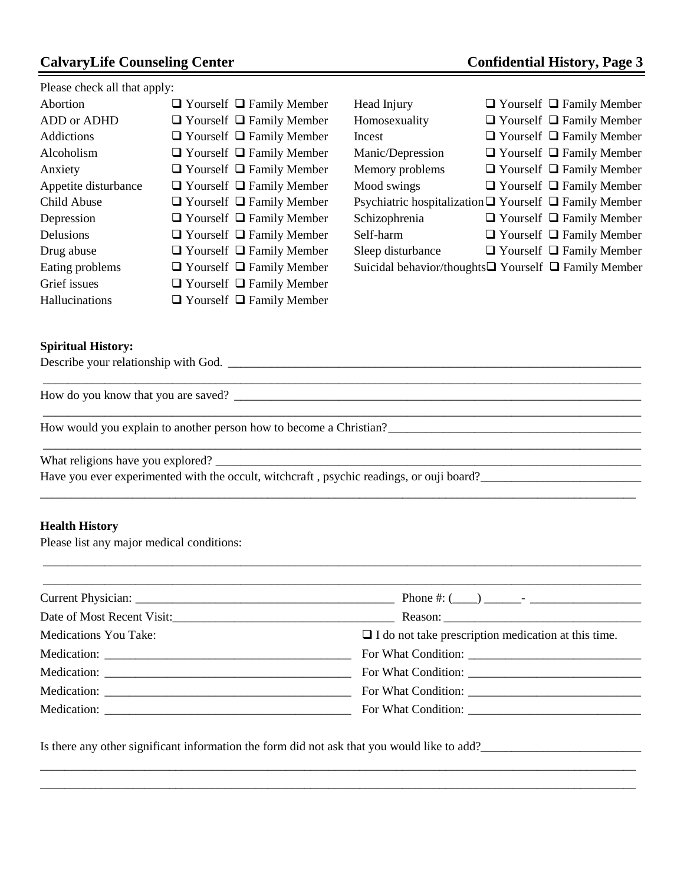Please check all that apply:

| Condition | Yourself | Family Member | Condition | Yourself | Family Member |
|---|---|---|---|---|---|
| Abortion | ❑ Yourself | ❑ Family Member | Head Injury | ❑ Yourself | ❑ Family Member |
| ADD or ADHD | ❑ Yourself | ❑ Family Member | Homosexuality | ❑ Yourself | ❑ Family Member |
| Addictions | ❑ Yourself | ❑ Family Member | Incest | ❑ Yourself | ❑ Family Member |
| Alcoholism | ❑ Yourself | ❑ Family Member | Manic/Depression | ❑ Yourself | ❑ Family Member |
| Anxiety | ❑ Yourself | ❑ Family Member | Memory problems | ❑ Yourself | ❑ Family Member |
| Appetite disturbance | ❑ Yourself | ❑ Family Member | Mood swings | ❑ Yourself | ❑ Family Member |
| Child Abuse | ❑ Yourself | ❑ Family Member | Psychiatric hospitalization | ❑ Yourself | ❑ Family Member |
| Depression | ❑ Yourself | ❑ Family Member | Schizophrenia | ❑ Yourself | ❑ Family Member |
| Delusions | ❑ Yourself | ❑ Family Member | Self-harm | ❑ Yourself | ❑ Family Member |
| Drug abuse | ❑ Yourself | ❑ Family Member | Sleep disturbance | ❑ Yourself | ❑ Family Member |
| Eating problems | ❑ Yourself | ❑ Family Member | Suicidal behavior/thoughts | ❑ Yourself | ❑ Family Member |
| Grief issues | ❑ Yourself | ❑ Family Member | | | |
| Hallucinations | ❑ Yourself | ❑ Family Member | | | |

**Spiritual History:**

Describe your relationship with God. ______________________________________________________________________

_____________________________________________________________________________________________

How do you know that you are saved? ______________________________________________________________________

_____________________________________________________________________________________________

How would you explain to another person how to become a Christian?_________________________________________

_____________________________________________________________________________________________

What religions have you explored? __________________________________________________________________________

Have you ever experimented with the occult, witchcraft , psychic readings, or ouji board?_________________________

_____________________________________________________________________________________________

**Health History**

Please list any major medical conditions:

_____________________________________________________________________________________________

_____________________________________________________________________________________________

Current Physician: ____________________________________________ Phone #: (____) ______- __________________

Date of Most Recent Visit:_____________________________________ Reason: _________________________________

Medications You Take: ❑ I do not take prescription medication at this time.

Medication: ________________________________________ For What Condition: ____________________________

Medication: ________________________________________ For What Condition: ____________________________

Medication: ________________________________________ For What Condition: ____________________________

Medication: ________________________________________ For What Condition: ____________________________

Is there any other significant information the form did not ask that you would like to add?__________________________

_____________________________________________________________________________________________

_____________________________________________________________________________________________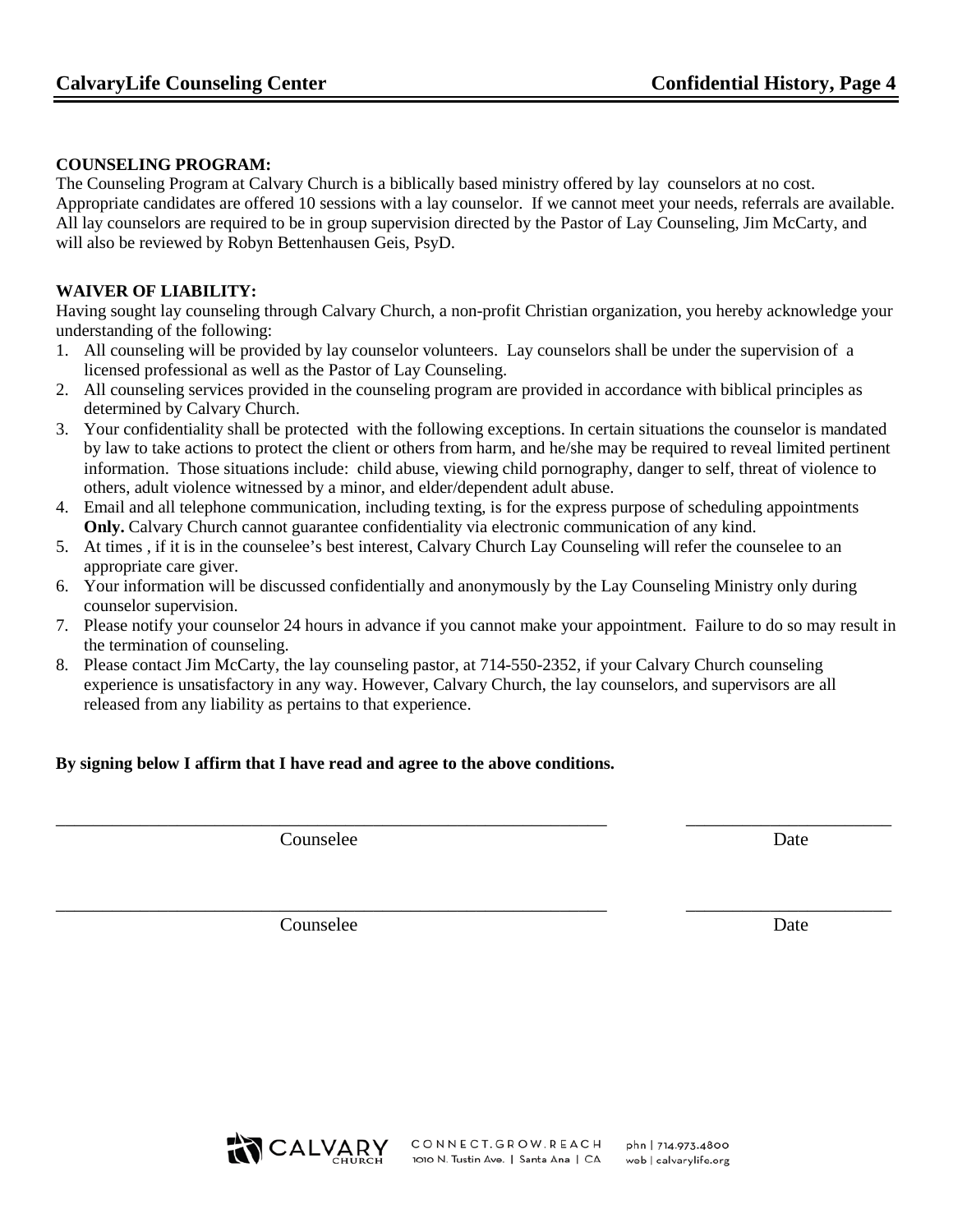**COUNSELING PROGRAM:**

The Counseling Program at Calvary Church is a biblically based ministry offered by lay counselors at no cost. Appropriate candidates are offered 10 sessions with a lay counselor. If we cannot meet your needs, referrals are available. All lay counselors are required to be in group supervision directed by the Pastor of Lay Counseling, Jim McCarty, and will also be reviewed by Robyn Bettenhausen Geis, PsyD.

**WAIVER OF LIABILITY:**

Having sought lay counseling through Calvary Church, a non-profit Christian organization, you hereby acknowledge your understanding of the following:

1. All counseling will be provided by lay counselor volunteers. Lay counselors shall be under the supervision of a licensed professional as well as the Pastor of Lay Counseling.
2. All counseling services provided in the counseling program are provided in accordance with biblical principles as determined by Calvary Church.
3. Your confidentiality shall be protected with the following exceptions. In certain situations the counselor is mandated by law to take actions to protect the client or others from harm, and he/she may be required to reveal limited pertinent information. Those situations include: child abuse, viewing child pornography, danger to self, threat of violence to others, adult violence witnessed by a minor, and elder/dependent adult abuse.
4. Email and all telephone communication, including texting, is for the express purpose of scheduling appointments **Only.** Calvary Church cannot guarantee confidentiality via electronic communication of any kind.
5. At times , if it is in the counselee's best interest, Calvary Church Lay Counseling will refer the counselee to an appropriate care giver.
6. Your information will be discussed confidentially and anonymously by the Lay Counseling Ministry only during counselor supervision.
7. Please notify your counselor 24 hours in advance if you cannot make your appointment. Failure to do so may result in the termination of counseling.
8. Please contact Jim McCarty, the lay counseling pastor, at 714-550-2352, if your Calvary Church counseling experience is unsatisfactory in any way. However, Calvary Church, the lay counselors, and supervisors are all released from any liability as pertains to that experience.

**By signing below I affirm that I have read and agree to the above conditions.**

_______________________________________________ ____________________

Counselee Date

_______________________________________________ ____________________

Counselee Date

CALVARY CHURCH CONNECT.GROW.REACH 1010 N. Tustin Ave. | Santa Ana | CA phn | 714.973.4800 web | calvarylife.org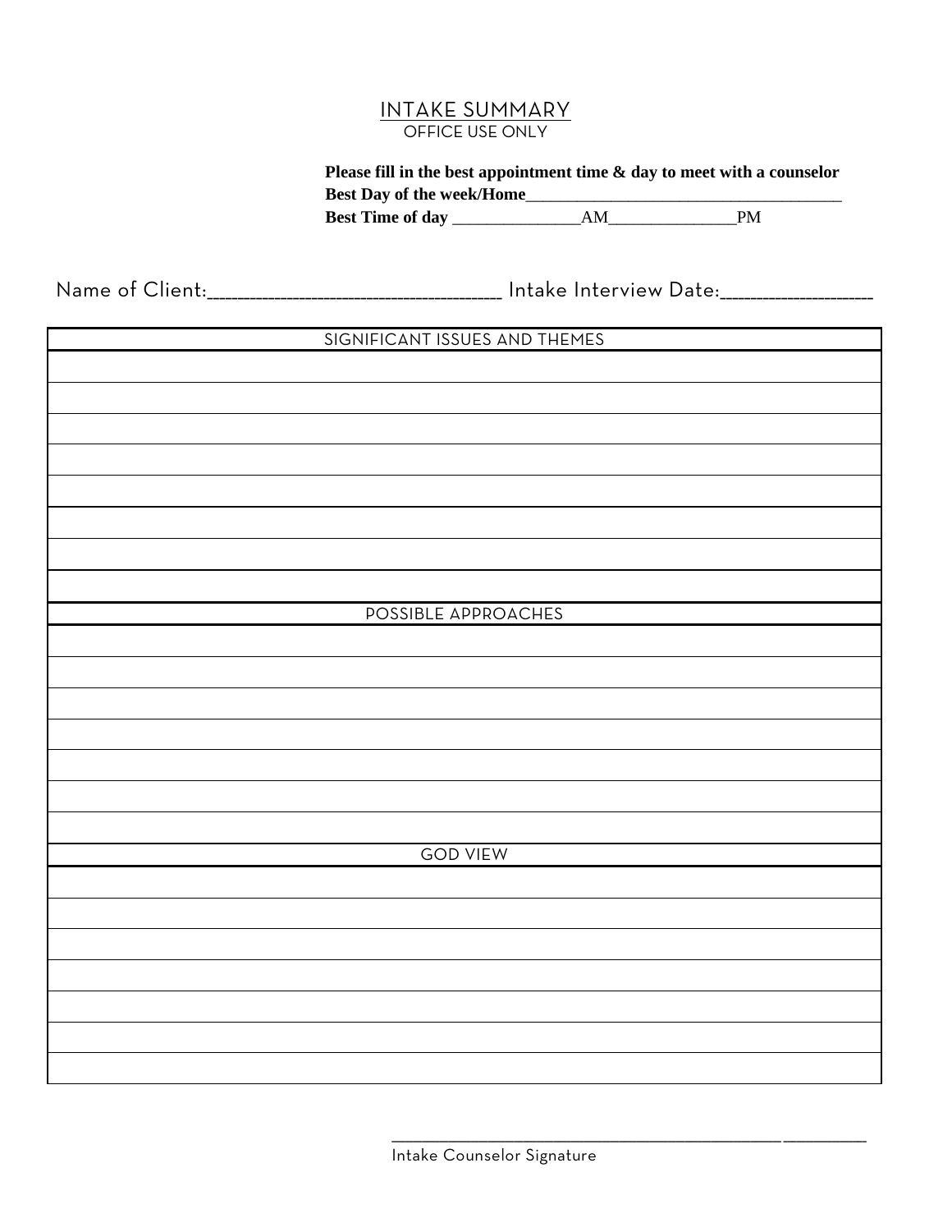# INTAKE SUMMARY

OFFICE USE ONLY

**Please fill in the best appointment time & day to meet with a counselor**

**Best Day of the week/Home**______________________________________

**Best Time of day** _______________AM_______________PM

Name of Client:__________________________________ Intake Interview Date:_________________

| SIGNIFICANT ISSUES AND THEMES |
|---|
| |
| |
| |
| |
| |
| |
| |
| |

| POSSIBLE APPROACHES |
|---|
| |
| |
| |
| |
| |
| |
| |

| GOD VIEW |
|---|
| |
| |
| |
| |
| |
| |
| |

_______________________________________________________

Intake Counselor Signature